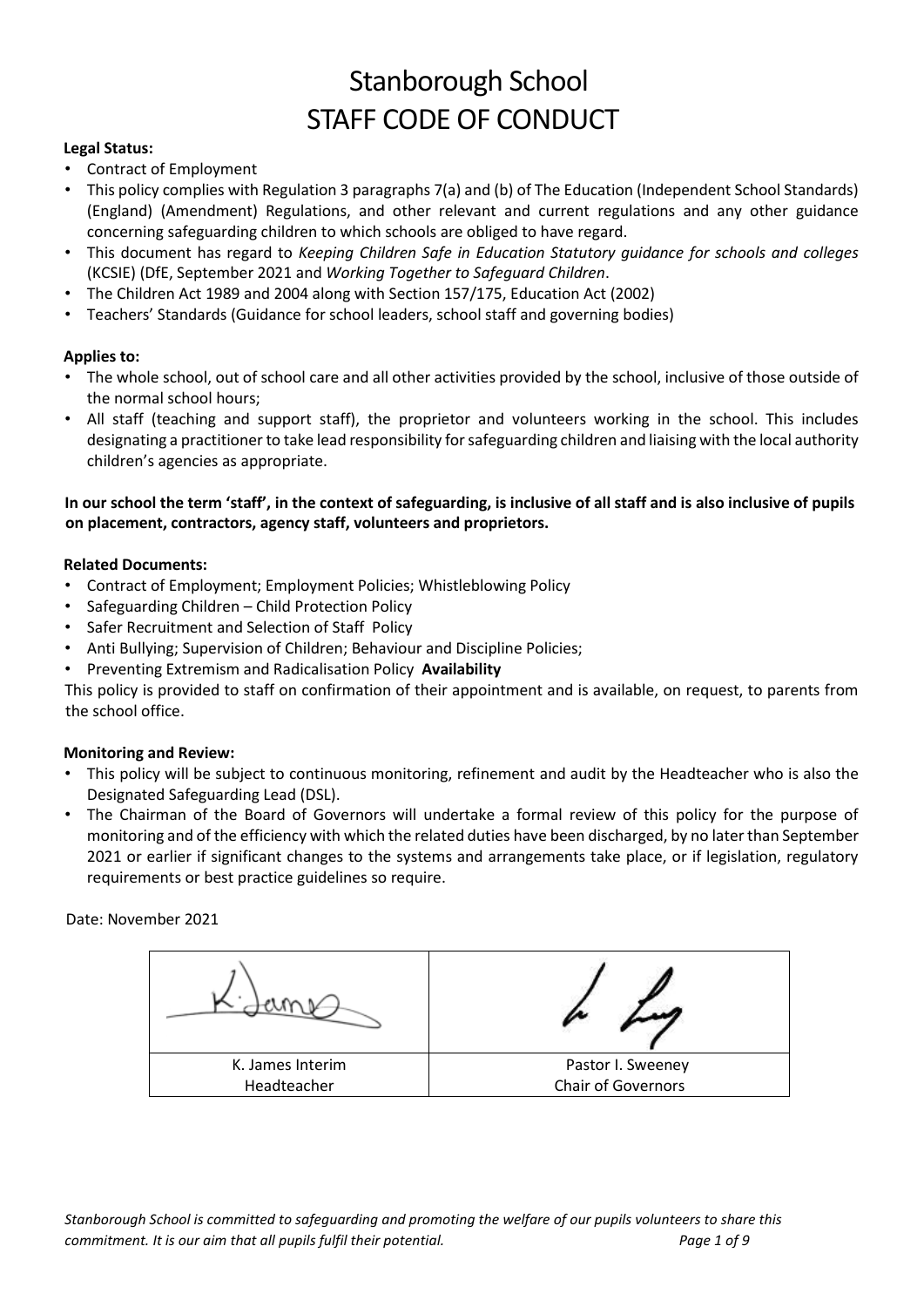# Stanborough School
# STAFF CODE OF CONDUCT

**Legal Status:**

- Contract of Employment
- This policy complies with Regulation 3 paragraphs 7(a) and (b) of The Education (Independent School Standards) (England) (Amendment) Regulations, and other relevant and current regulations and any other guidance concerning safeguarding children to which schools are obliged to have regard.
- This document has regard to *Keeping Children Safe in Education Statutory guidance for schools and colleges* (KCSIE) (DfE, September 2021 and *Working Together to Safeguard Children*.
- The Children Act 1989 and 2004 along with Section 157/175, Education Act (2002)
- Teachers' Standards (Guidance for school leaders, school staff and governing bodies)

**Applies to:**

- The whole school, out of school care and all other activities provided by the school, inclusive of those outside of the normal school hours;
- All staff (teaching and support staff), the proprietor and volunteers working in the school. This includes designating a practitioner to take lead responsibility for safeguarding children and liaising with the local authority children's agencies as appropriate.

**In our school the term 'staff', in the context of safeguarding, is inclusive of all staff and is also inclusive of pupils on placement, contractors, agency staff, volunteers and proprietors.**

**Related Documents:**

- Contract of Employment; Employment Policies; Whistleblowing Policy
- Safeguarding Children – Child Protection Policy
- Safer Recruitment and Selection of Staff Policy
- Anti Bullying; Supervision of Children; Behaviour and Discipline Policies;
- Preventing Extremism and Radicalisation Policy **Availability**

This policy is provided to staff on confirmation of their appointment and is available, on request, to parents from the school office.

**Monitoring and Review:**

- This policy will be subject to continuous monitoring, refinement and audit by the Headteacher who is also the Designated Safeguarding Lead (DSL).
- The Chairman of the Board of Governors will undertake a formal review of this policy for the purpose of monitoring and of the efficiency with which the related duties have been discharged, by no later than September 2021 or earlier if significant changes to the systems and arrangements take place, or if legislation, regulatory requirements or best practice guidelines so require.

Date: November 2021

| | |
|---|---|
| K. James Interim Headteacher | Pastor I. Sweeney Chair of Governors |

*Stanborough School is committed to safeguarding and promoting the welfare of our pupils volunteers to share this commitment. It is our aim that all pupils fulfil their potential.*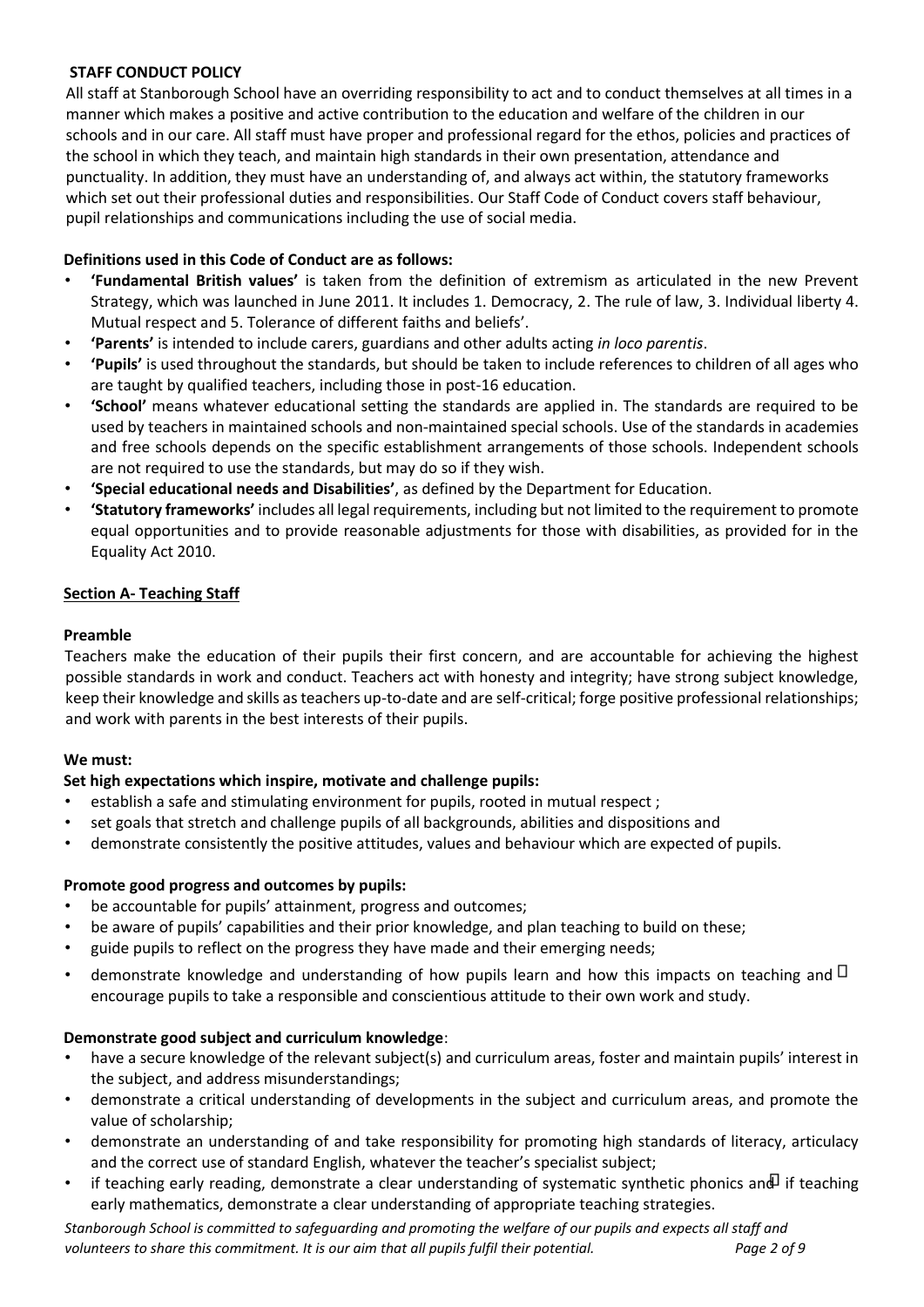**STAFF CONDUCT POLICY**

All staff at Stanborough School have an overriding responsibility to act and to conduct themselves at all times in a manner which makes a positive and active contribution to the education and welfare of the children in our schools and in our care. All staff must have proper and professional regard for the ethos, policies and practices of the school in which they teach, and maintain high standards in their own presentation, attendance and punctuality. In addition, they must have an understanding of, and always act within, the statutory frameworks which set out their professional duties and responsibilities. Our Staff Code of Conduct covers staff behaviour, pupil relationships and communications including the use of social media.

**Definitions used in this Code of Conduct are as follows:**

- **'Fundamental British values'** is taken from the definition of extremism as articulated in the new Prevent Strategy, which was launched in June 2011. It includes 1. Democracy, 2. The rule of law, 3. Individual liberty 4. Mutual respect and 5. Tolerance of different faiths and beliefs'.
- **'Parents'** is intended to include carers, guardians and other adults acting *in loco parentis*.
- **'Pupils'** is used throughout the standards, but should be taken to include references to children of all ages who are taught by qualified teachers, including those in post-16 education.
- **'School'** means whatever educational setting the standards are applied in. The standards are required to be used by teachers in maintained schools and non-maintained special schools. Use of the standards in academies and free schools depends on the specific establishment arrangements of those schools. Independent schools are not required to use the standards, but may do so if they wish.
- **'Special educational needs and Disabilities'**, as defined by the Department for Education.
- **'Statutory frameworks'** includes all legal requirements, including but not limited to the requirement to promote equal opportunities and to provide reasonable adjustments for those with disabilities, as provided for in the Equality Act 2010.

## Section A- Teaching Staff

**Preamble**

Teachers make the education of their pupils their first concern, and are accountable for achieving the highest possible standards in work and conduct. Teachers act with honesty and integrity; have strong subject knowledge, keep their knowledge and skills as teachers up-to-date and are self-critical; forge positive professional relationships; and work with parents in the best interests of their pupils.

**We must:**

**Set high expectations which inspire, motivate and challenge pupils:**

- establish a safe and stimulating environment for pupils, rooted in mutual respect ;
- set goals that stretch and challenge pupils of all backgrounds, abilities and dispositions and
- demonstrate consistently the positive attitudes, values and behaviour which are expected of pupils.

**Promote good progress and outcomes by pupils:**

- be accountable for pupils' attainment, progress and outcomes;
- be aware of pupils' capabilities and their prior knowledge, and plan teaching to build on these;
- guide pupils to reflect on the progress they have made and their emerging needs;
- demonstrate knowledge and understanding of how pupils learn and how this impacts on teaching and  encourage pupils to take a responsible and conscientious attitude to their own work and study.

**Demonstrate good subject and curriculum knowledge**:

- have a secure knowledge of the relevant subject(s) and curriculum areas, foster and maintain pupils' interest in the subject, and address misunderstandings;
- demonstrate a critical understanding of developments in the subject and curriculum areas, and promote the value of scholarship;
- demonstrate an understanding of and take responsibility for promoting high standards of literacy, articulacy and the correct use of standard English, whatever the teacher's specialist subject;
- if teaching early reading, demonstrate a clear understanding of systematic synthetic phonics and  if teaching early mathematics, demonstrate a clear understanding of appropriate teaching strategies.

*Stanborough School is committed to safeguarding and promoting the welfare of our pupils and expects all staff and volunteers to share this commitment. It is our aim that all pupils fulfil their potential.*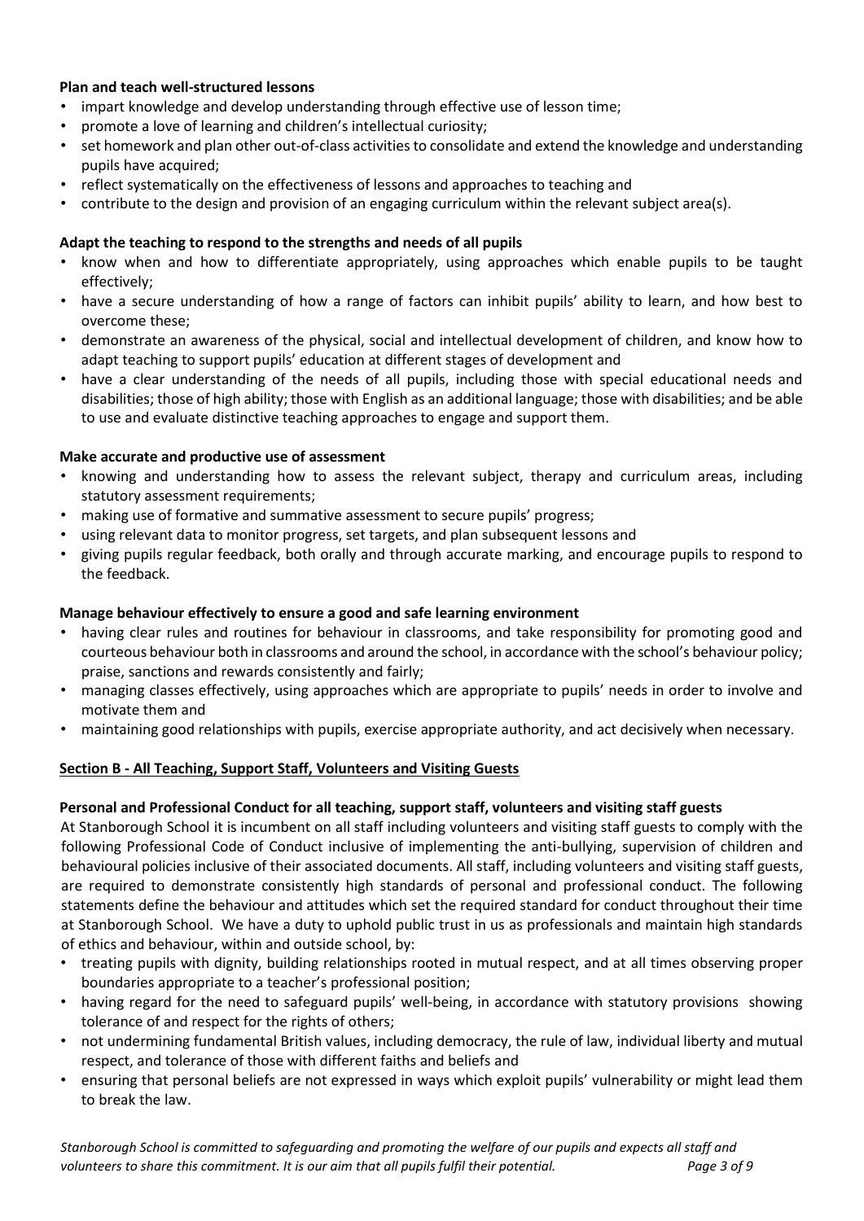**Plan and teach well-structured lessons**

- impart knowledge and develop understanding through effective use of lesson time;
- promote a love of learning and children's intellectual curiosity;
- set homework and plan other out-of-class activities to consolidate and extend the knowledge and understanding pupils have acquired;
- reflect systematically on the effectiveness of lessons and approaches to teaching and
- contribute to the design and provision of an engaging curriculum within the relevant subject area(s).

**Adapt the teaching to respond to the strengths and needs of all pupils**

- know when and how to differentiate appropriately, using approaches which enable pupils to be taught effectively;
- have a secure understanding of how a range of factors can inhibit pupils' ability to learn, and how best to overcome these;
- demonstrate an awareness of the physical, social and intellectual development of children, and know how to adapt teaching to support pupils' education at different stages of development and
- have a clear understanding of the needs of all pupils, including those with special educational needs and disabilities; those of high ability; those with English as an additional language; those with disabilities; and be able to use and evaluate distinctive teaching approaches to engage and support them.

**Make accurate and productive use of assessment**

- knowing and understanding how to assess the relevant subject, therapy and curriculum areas, including statutory assessment requirements;
- making use of formative and summative assessment to secure pupils' progress;
- using relevant data to monitor progress, set targets, and plan subsequent lessons and
- giving pupils regular feedback, both orally and through accurate marking, and encourage pupils to respond to the feedback.

**Manage behaviour effectively to ensure a good and safe learning environment**

- having clear rules and routines for behaviour in classrooms, and take responsibility for promoting good and courteous behaviour both in classrooms and around the school, in accordance with the school's behaviour policy; praise, sanctions and rewards consistently and fairly;
- managing classes effectively, using approaches which are appropriate to pupils' needs in order to involve and motivate them and
- maintaining good relationships with pupils, exercise appropriate authority, and act decisively when necessary.

## Section B - All Teaching, Support Staff, Volunteers and Visiting Guests

**Personal and Professional Conduct for all teaching, support staff, volunteers and visiting staff guests**

At Stanborough School it is incumbent on all staff including volunteers and visiting staff guests to comply with the following Professional Code of Conduct inclusive of implementing the anti-bullying, supervision of children and behavioural policies inclusive of their associated documents. All staff, including volunteers and visiting staff guests, are required to demonstrate consistently high standards of personal and professional conduct. The following statements define the behaviour and attitudes which set the required standard for conduct throughout their time at Stanborough School. We have a duty to uphold public trust in us as professionals and maintain high standards of ethics and behaviour, within and outside school, by:

- treating pupils with dignity, building relationships rooted in mutual respect, and at all times observing proper boundaries appropriate to a teacher's professional position;
- having regard for the need to safeguard pupils' well-being, in accordance with statutory provisions showing tolerance of and respect for the rights of others;
- not undermining fundamental British values, including democracy, the rule of law, individual liberty and mutual respect, and tolerance of those with different faiths and beliefs and
- ensuring that personal beliefs are not expressed in ways which exploit pupils' vulnerability or might lead them to break the law.

*Stanborough School is committed to safeguarding and promoting the welfare of our pupils and expects all staff and volunteers to share this commitment. It is our aim that all pupils fulfil their potential.*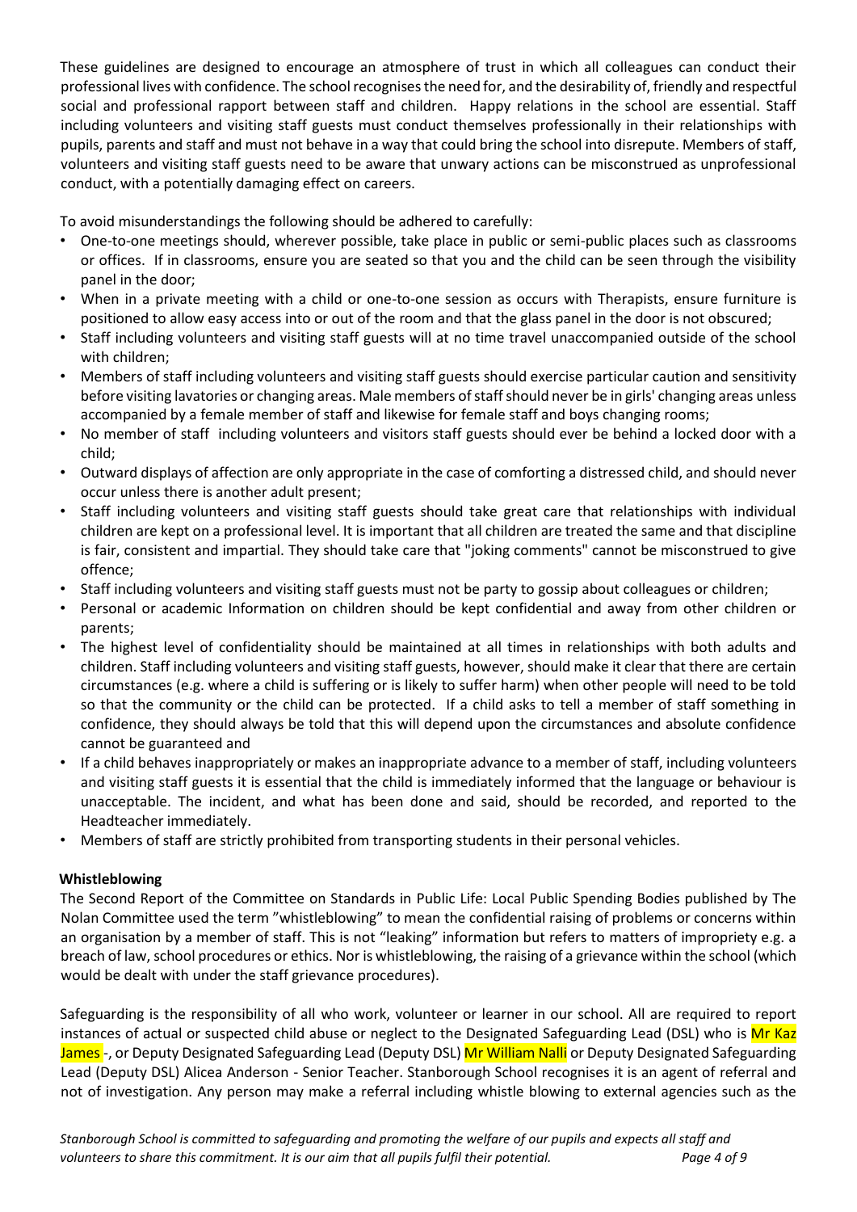These guidelines are designed to encourage an atmosphere of trust in which all colleagues can conduct their professional lives with confidence. The school recognises the need for, and the desirability of, friendly and respectful social and professional rapport between staff and children. Happy relations in the school are essential. Staff including volunteers and visiting staff guests must conduct themselves professionally in their relationships with pupils, parents and staff and must not behave in a way that could bring the school into disrepute. Members of staff, volunteers and visiting staff guests need to be aware that unwary actions can be misconstrued as unprofessional conduct, with a potentially damaging effect on careers.

To avoid misunderstandings the following should be adhered to carefully:

- One-to-one meetings should, wherever possible, take place in public or semi-public places such as classrooms or offices. If in classrooms, ensure you are seated so that you and the child can be seen through the visibility panel in the door;
- When in a private meeting with a child or one-to-one session as occurs with Therapists, ensure furniture is positioned to allow easy access into or out of the room and that the glass panel in the door is not obscured;
- Staff including volunteers and visiting staff guests will at no time travel unaccompanied outside of the school with children;
- Members of staff including volunteers and visiting staff guests should exercise particular caution and sensitivity before visiting lavatories or changing areas. Male members of staff should never be in girls' changing areas unless accompanied by a female member of staff and likewise for female staff and boys changing rooms;
- No member of staff including volunteers and visitors staff guests should ever be behind a locked door with a child;
- Outward displays of affection are only appropriate in the case of comforting a distressed child, and should never occur unless there is another adult present;
- Staff including volunteers and visiting staff guests should take great care that relationships with individual children are kept on a professional level. It is important that all children are treated the same and that discipline is fair, consistent and impartial. They should take care that "joking comments" cannot be misconstrued to give offence;
- Staff including volunteers and visiting staff guests must not be party to gossip about colleagues or children;
- Personal or academic Information on children should be kept confidential and away from other children or parents;
- The highest level of confidentiality should be maintained at all times in relationships with both adults and children. Staff including volunteers and visiting staff guests, however, should make it clear that there are certain circumstances (e.g. where a child is suffering or is likely to suffer harm) when other people will need to be told so that the community or the child can be protected. If a child asks to tell a member of staff something in confidence, they should always be told that this will depend upon the circumstances and absolute confidence cannot be guaranteed and
- If a child behaves inappropriately or makes an inappropriate advance to a member of staff, including volunteers and visiting staff guests it is essential that the child is immediately informed that the language or behaviour is unacceptable. The incident, and what has been done and said, should be recorded, and reported to the Headteacher immediately.
- Members of staff are strictly prohibited from transporting students in their personal vehicles.

**Whistleblowing**

The Second Report of the Committee on Standards in Public Life: Local Public Spending Bodies published by The Nolan Committee used the term "whistleblowing" to mean the confidential raising of problems or concerns within an organisation by a member of staff. This is not "leaking" information but refers to matters of impropriety e.g. a breach of law, school procedures or ethics. Nor is whistleblowing, the raising of a grievance within the school (which would be dealt with under the staff grievance procedures).

Safeguarding is the responsibility of all who work, volunteer or learner in our school. All are required to report instances of actual or suspected child abuse or neglect to the Designated Safeguarding Lead (DSL) who is Mr Kaz James -, or Deputy Designated Safeguarding Lead (Deputy DSL) Mr William Nalli or Deputy Designated Safeguarding Lead (Deputy DSL) Alicea Anderson - Senior Teacher. Stanborough School recognises it is an agent of referral and not of investigation. Any person may make a referral including whistle blowing to external agencies such as the

*Stanborough School is committed to safeguarding and promoting the welfare of our pupils and expects all staff and volunteers to share this commitment. It is our aim that all pupils fulfil their potential.*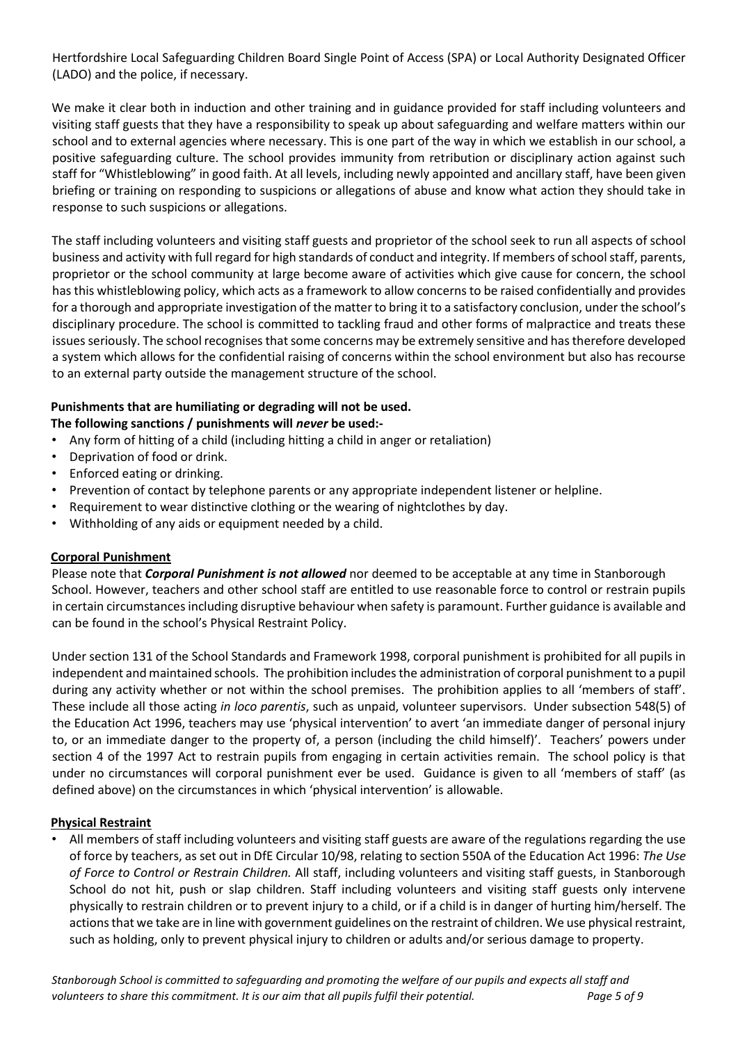Hertfordshire Local Safeguarding Children Board Single Point of Access (SPA) or Local Authority Designated Officer (LADO) and the police, if necessary.

We make it clear both in induction and other training and in guidance provided for staff including volunteers and visiting staff guests that they have a responsibility to speak up about safeguarding and welfare matters within our school and to external agencies where necessary. This is one part of the way in which we establish in our school, a positive safeguarding culture. The school provides immunity from retribution or disciplinary action against such staff for "Whistleblowing" in good faith. At all levels, including newly appointed and ancillary staff, have been given briefing or training on responding to suspicions or allegations of abuse and know what action they should take in response to such suspicions or allegations.

The staff including volunteers and visiting staff guests and proprietor of the school seek to run all aspects of school business and activity with full regard for high standards of conduct and integrity. If members of school staff, parents, proprietor or the school community at large become aware of activities which give cause for concern, the school has this whistleblowing policy, which acts as a framework to allow concerns to be raised confidentially and provides for a thorough and appropriate investigation of the matter to bring it to a satisfactory conclusion, under the school's disciplinary procedure. The school is committed to tackling fraud and other forms of malpractice and treats these issues seriously. The school recognises that some concerns may be extremely sensitive and has therefore developed a system which allows for the confidential raising of concerns within the school environment but also has recourse to an external party outside the management structure of the school.

**Punishments that are humiliating or degrading will not be used.**
**The following sanctions / punishments will *never* be used:-**

- Any form of hitting of a child (including hitting a child in anger or retaliation)
- Deprivation of food or drink.
- Enforced eating or drinking.
- Prevention of contact by telephone parents or any appropriate independent listener or helpline.
- Requirement to wear distinctive clothing or the wearing of nightclothes by day.
- Withholding of any aids or equipment needed by a child.

**Corporal Punishment**

Please note that ***Corporal Punishment is not allowed*** nor deemed to be acceptable at any time in Stanborough School. However, teachers and other school staff are entitled to use reasonable force to control or restrain pupils in certain circumstances including disruptive behaviour when safety is paramount. Further guidance is available and can be found in the school's Physical Restraint Policy.

Under section 131 of the School Standards and Framework 1998, corporal punishment is prohibited for all pupils in independent and maintained schools. The prohibition includes the administration of corporal punishment to a pupil during any activity whether or not within the school premises. The prohibition applies to all 'members of staff'. These include all those acting *in loco parentis*, such as unpaid, volunteer supervisors. Under subsection 548(5) of the Education Act 1996, teachers may use 'physical intervention' to avert 'an immediate danger of personal injury to, or an immediate danger to the property of, a person (including the child himself)'. Teachers' powers under section 4 of the 1997 Act to restrain pupils from engaging in certain activities remain. The school policy is that under no circumstances will corporal punishment ever be used. Guidance is given to all 'members of staff' (as defined above) on the circumstances in which 'physical intervention' is allowable.

**Physical Restraint**

- All members of staff including volunteers and visiting staff guests are aware of the regulations regarding the use of force by teachers, as set out in DfE Circular 10/98, relating to section 550A of the Education Act 1996: *The Use of Force to Control or Restrain Children.* All staff, including volunteers and visiting staff guests, in Stanborough School do not hit, push or slap children. Staff including volunteers and visiting staff guests only intervene physically to restrain children or to prevent injury to a child, or if a child is in danger of hurting him/herself. The actions that we take are in line with government guidelines on the restraint of children. We use physical restraint, such as holding, only to prevent physical injury to children or adults and/or serious damage to property.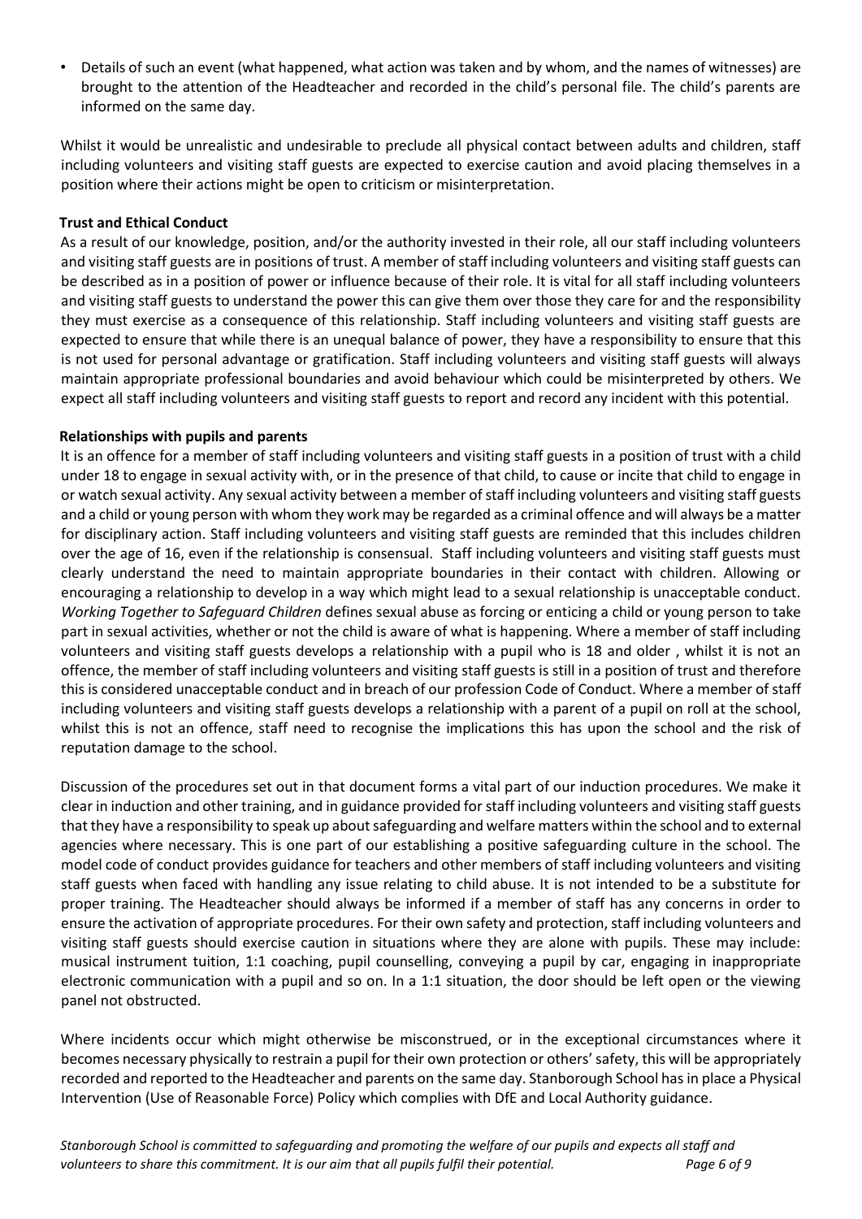- Details of such an event (what happened, what action was taken and by whom, and the names of witnesses) are brought to the attention of the Headteacher and recorded in the child's personal file. The child's parents are informed on the same day.

Whilst it would be unrealistic and undesirable to preclude all physical contact between adults and children, staff including volunteers and visiting staff guests are expected to exercise caution and avoid placing themselves in a position where their actions might be open to criticism or misinterpretation.

**Trust and Ethical Conduct**

As a result of our knowledge, position, and/or the authority invested in their role, all our staff including volunteers and visiting staff guests are in positions of trust. A member of staff including volunteers and visiting staff guests can be described as in a position of power or influence because of their role. It is vital for all staff including volunteers and visiting staff guests to understand the power this can give them over those they care for and the responsibility they must exercise as a consequence of this relationship. Staff including volunteers and visiting staff guests are expected to ensure that while there is an unequal balance of power, they have a responsibility to ensure that this is not used for personal advantage or gratification. Staff including volunteers and visiting staff guests will always maintain appropriate professional boundaries and avoid behaviour which could be misinterpreted by others. We expect all staff including volunteers and visiting staff guests to report and record any incident with this potential.

**Relationships with pupils and parents**

It is an offence for a member of staff including volunteers and visiting staff guests in a position of trust with a child under 18 to engage in sexual activity with, or in the presence of that child, to cause or incite that child to engage in or watch sexual activity. Any sexual activity between a member of staff including volunteers and visiting staff guests and a child or young person with whom they work may be regarded as a criminal offence and will always be a matter for disciplinary action. Staff including volunteers and visiting staff guests are reminded that this includes children over the age of 16, even if the relationship is consensual. Staff including volunteers and visiting staff guests must clearly understand the need to maintain appropriate boundaries in their contact with children. Allowing or encouraging a relationship to develop in a way which might lead to a sexual relationship is unacceptable conduct. *Working Together to Safeguard Children* defines sexual abuse as forcing or enticing a child or young person to take part in sexual activities, whether or not the child is aware of what is happening. Where a member of staff including volunteers and visiting staff guests develops a relationship with a pupil who is 18 and older , whilst it is not an offence, the member of staff including volunteers and visiting staff guests is still in a position of trust and therefore this is considered unacceptable conduct and in breach of our profession Code of Conduct. Where a member of staff including volunteers and visiting staff guests develops a relationship with a parent of a pupil on roll at the school, whilst this is not an offence, staff need to recognise the implications this has upon the school and the risk of reputation damage to the school.

Discussion of the procedures set out in that document forms a vital part of our induction procedures. We make it clear in induction and other training, and in guidance provided for staff including volunteers and visiting staff guests that they have a responsibility to speak up about safeguarding and welfare matters within the school and to external agencies where necessary. This is one part of our establishing a positive safeguarding culture in the school. The model code of conduct provides guidance for teachers and other members of staff including volunteers and visiting staff guests when faced with handling any issue relating to child abuse. It is not intended to be a substitute for proper training. The Headteacher should always be informed if a member of staff has any concerns in order to ensure the activation of appropriate procedures. For their own safety and protection, staff including volunteers and visiting staff guests should exercise caution in situations where they are alone with pupils. These may include: musical instrument tuition, 1:1 coaching, pupil counselling, conveying a pupil by car, engaging in inappropriate electronic communication with a pupil and so on. In a 1:1 situation, the door should be left open or the viewing panel not obstructed.

Where incidents occur which might otherwise be misconstrued, or in the exceptional circumstances where it becomes necessary physically to restrain a pupil for their own protection or others' safety, this will be appropriately recorded and reported to the Headteacher and parents on the same day. Stanborough School has in place a Physical Intervention (Use of Reasonable Force) Policy which complies with DfE and Local Authority guidance.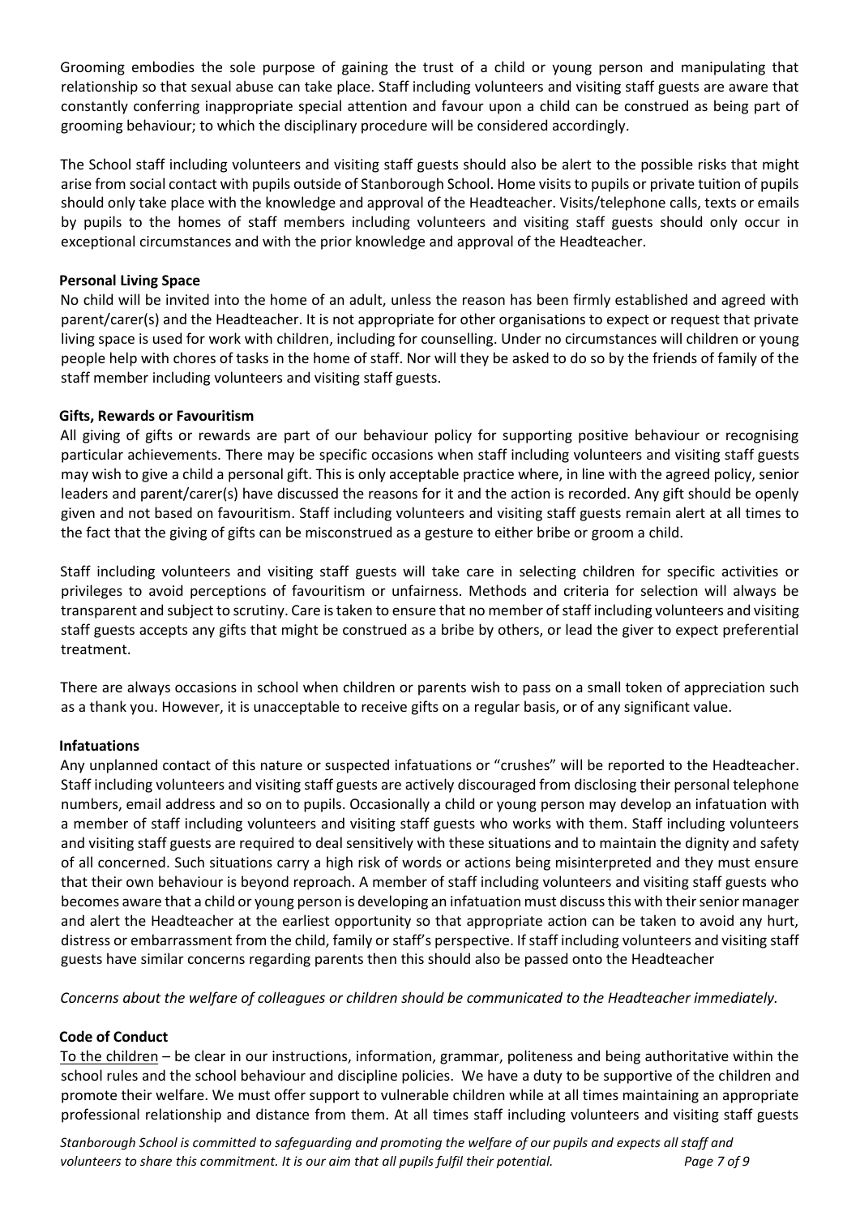Grooming embodies the sole purpose of gaining the trust of a child or young person and manipulating that relationship so that sexual abuse can take place. Staff including volunteers and visiting staff guests are aware that constantly conferring inappropriate special attention and favour upon a child can be construed as being part of grooming behaviour; to which the disciplinary procedure will be considered accordingly.

The School staff including volunteers and visiting staff guests should also be alert to the possible risks that might arise from social contact with pupils outside of Stanborough School. Home visits to pupils or private tuition of pupils should only take place with the knowledge and approval of the Headteacher. Visits/telephone calls, texts or emails by pupils to the homes of staff members including volunteers and visiting staff guests should only occur in exceptional circumstances and with the prior knowledge and approval of the Headteacher.

**Personal Living Space**

No child will be invited into the home of an adult, unless the reason has been firmly established and agreed with parent/carer(s) and the Headteacher. It is not appropriate for other organisations to expect or request that private living space is used for work with children, including for counselling. Under no circumstances will children or young people help with chores of tasks in the home of staff. Nor will they be asked to do so by the friends of family of the staff member including volunteers and visiting staff guests.

**Gifts, Rewards or Favouritism**

All giving of gifts or rewards are part of our behaviour policy for supporting positive behaviour or recognising particular achievements. There may be specific occasions when staff including volunteers and visiting staff guests may wish to give a child a personal gift. This is only acceptable practice where, in line with the agreed policy, senior leaders and parent/carer(s) have discussed the reasons for it and the action is recorded. Any gift should be openly given and not based on favouritism. Staff including volunteers and visiting staff guests remain alert at all times to the fact that the giving of gifts can be misconstrued as a gesture to either bribe or groom a child.

Staff including volunteers and visiting staff guests will take care in selecting children for specific activities or privileges to avoid perceptions of favouritism or unfairness. Methods and criteria for selection will always be transparent and subject to scrutiny. Care is taken to ensure that no member of staff including volunteers and visiting staff guests accepts any gifts that might be construed as a bribe by others, or lead the giver to expect preferential treatment.

There are always occasions in school when children or parents wish to pass on a small token of appreciation such as a thank you. However, it is unacceptable to receive gifts on a regular basis, or of any significant value.

**Infatuations**

Any unplanned contact of this nature or suspected infatuations or "crushes" will be reported to the Headteacher. Staff including volunteers and visiting staff guests are actively discouraged from disclosing their personal telephone numbers, email address and so on to pupils. Occasionally a child or young person may develop an infatuation with a member of staff including volunteers and visiting staff guests who works with them. Staff including volunteers and visiting staff guests are required to deal sensitively with these situations and to maintain the dignity and safety of all concerned. Such situations carry a high risk of words or actions being misinterpreted and they must ensure that their own behaviour is beyond reproach. A member of staff including volunteers and visiting staff guests who becomes aware that a child or young person is developing an infatuation must discuss this with their senior manager and alert the Headteacher at the earliest opportunity so that appropriate action can be taken to avoid any hurt, distress or embarrassment from the child, family or staff's perspective. If staff including volunteers and visiting staff guests have similar concerns regarding parents then this should also be passed onto the Headteacher

*Concerns about the welfare of colleagues or children should be communicated to the Headteacher immediately.*

**Code of Conduct**

<u>To the children</u> – be clear in our instructions, information, grammar, politeness and being authoritative within the school rules and the school behaviour and discipline policies. We have a duty to be supportive of the children and promote their welfare. We must offer support to vulnerable children while at all times maintaining an appropriate professional relationship and distance from them. At all times staff including volunteers and visiting staff guests

*Stanborough School is committed to safeguarding and promoting the welfare of our pupils and expects all staff and volunteers to share this commitment. It is our aim that all pupils fulfil their potential.*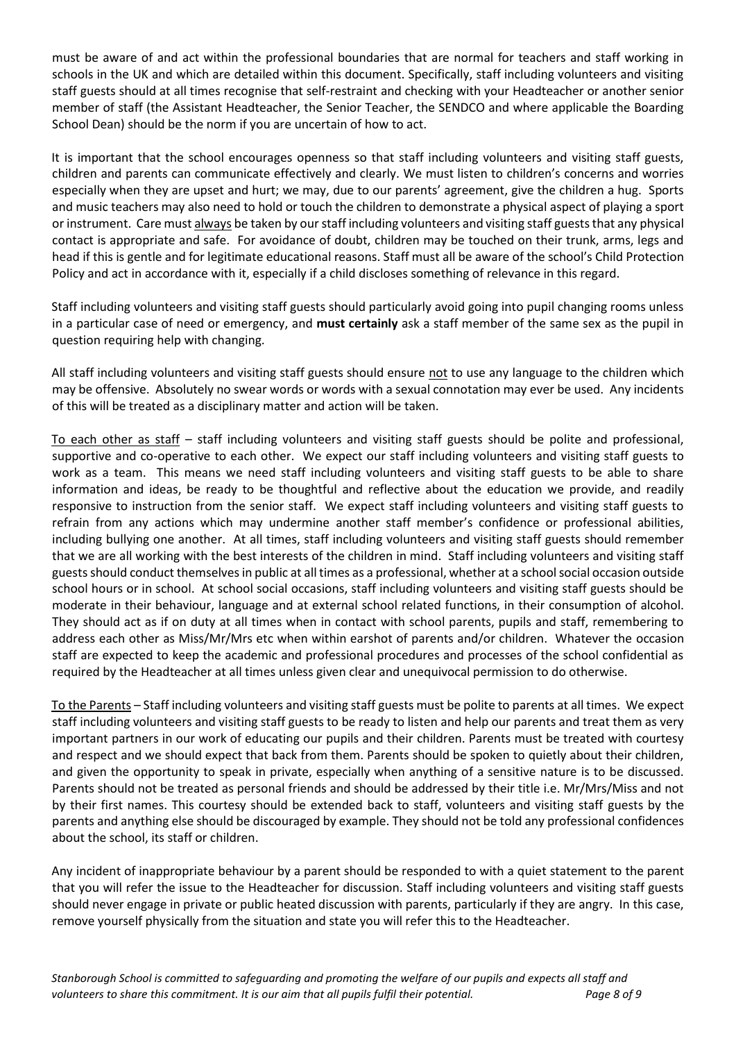must be aware of and act within the professional boundaries that are normal for teachers and staff working in schools in the UK and which are detailed within this document. Specifically, staff including volunteers and visiting staff guests should at all times recognise that self-restraint and checking with your Headteacher or another senior member of staff (the Assistant Headteacher, the Senior Teacher, the SENDCO and where applicable the Boarding School Dean) should be the norm if you are uncertain of how to act.

It is important that the school encourages openness so that staff including volunteers and visiting staff guests, children and parents can communicate effectively and clearly. We must listen to children's concerns and worries especially when they are upset and hurt; we may, due to our parents' agreement, give the children a hug. Sports and music teachers may also need to hold or touch the children to demonstrate a physical aspect of playing a sport or instrument. Care must <u>always</u> be taken by our staff including volunteers and visiting staff guests that any physical contact is appropriate and safe. For avoidance of doubt, children may be touched on their trunk, arms, legs and head if this is gentle and for legitimate educational reasons. Staff must all be aware of the school's Child Protection Policy and act in accordance with it, especially if a child discloses something of relevance in this regard.

Staff including volunteers and visiting staff guests should particularly avoid going into pupil changing rooms unless in a particular case of need or emergency, and **must certainly** ask a staff member of the same sex as the pupil in question requiring help with changing.

All staff including volunteers and visiting staff guests should ensure <u>not</u> to use any language to the children which may be offensive. Absolutely no swear words or words with a sexual connotation may ever be used. Any incidents of this will be treated as a disciplinary matter and action will be taken.

<u>To each other as staff</u> – staff including volunteers and visiting staff guests should be polite and professional, supportive and co-operative to each other. We expect our staff including volunteers and visiting staff guests to work as a team. This means we need staff including volunteers and visiting staff guests to be able to share information and ideas, be ready to be thoughtful and reflective about the education we provide, and readily responsive to instruction from the senior staff. We expect staff including volunteers and visiting staff guests to refrain from any actions which may undermine another staff member's confidence or professional abilities, including bullying one another. At all times, staff including volunteers and visiting staff guests should remember that we are all working with the best interests of the children in mind. Staff including volunteers and visiting staff guests should conduct themselves in public at all times as a professional, whether at a school social occasion outside school hours or in school. At school social occasions, staff including volunteers and visiting staff guests should be moderate in their behaviour, language and at external school related functions, in their consumption of alcohol. They should act as if on duty at all times when in contact with school parents, pupils and staff, remembering to address each other as Miss/Mr/Mrs etc when within earshot of parents and/or children. Whatever the occasion staff are expected to keep the academic and professional procedures and processes of the school confidential as required by the Headteacher at all times unless given clear and unequivocal permission to do otherwise.

<u>To the Parents</u> – Staff including volunteers and visiting staff guests must be polite to parents at all times. We expect staff including volunteers and visiting staff guests to be ready to listen and help our parents and treat them as very important partners in our work of educating our pupils and their children. Parents must be treated with courtesy and respect and we should expect that back from them. Parents should be spoken to quietly about their children, and given the opportunity to speak in private, especially when anything of a sensitive nature is to be discussed. Parents should not be treated as personal friends and should be addressed by their title i.e. Mr/Mrs/Miss and not by their first names. This courtesy should be extended back to staff, volunteers and visiting staff guests by the parents and anything else should be discouraged by example. They should not be told any professional confidences about the school, its staff or children.

Any incident of inappropriate behaviour by a parent should be responded to with a quiet statement to the parent that you will refer the issue to the Headteacher for discussion. Staff including volunteers and visiting staff guests should never engage in private or public heated discussion with parents, particularly if they are angry. In this case, remove yourself physically from the situation and state you will refer this to the Headteacher.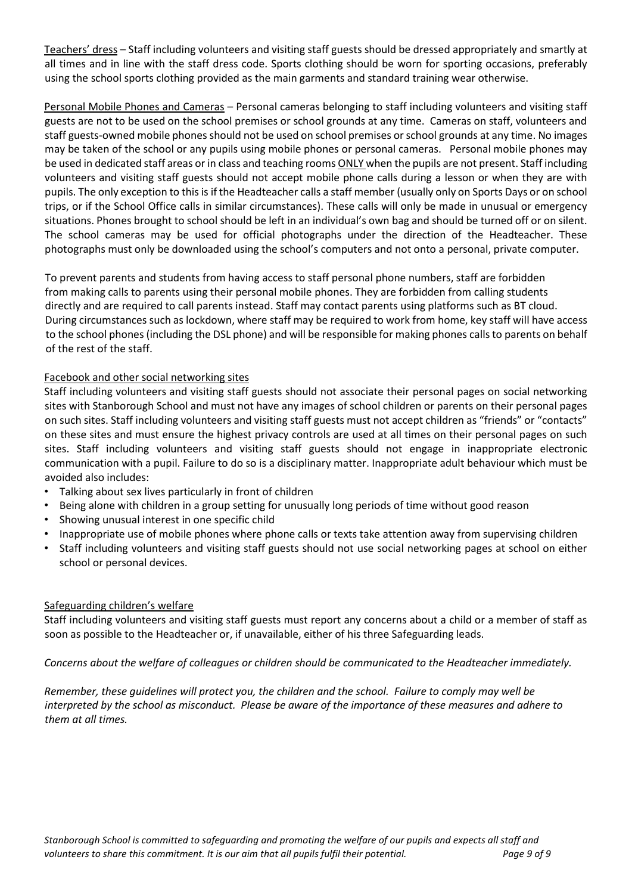Teachers' dress – Staff including volunteers and visiting staff guests should be dressed appropriately and smartly at all times and in line with the staff dress code. Sports clothing should be worn for sporting occasions, preferably using the school sports clothing provided as the main garments and standard training wear otherwise.

Personal Mobile Phones and Cameras – Personal cameras belonging to staff including volunteers and visiting staff guests are not to be used on the school premises or school grounds at any time. Cameras on staff, volunteers and staff guests-owned mobile phones should not be used on school premises or school grounds at any time. No images may be taken of the school or any pupils using mobile phones or personal cameras. Personal mobile phones may be used in dedicated staff areas or in class and teaching rooms ONLY when the pupils are not present. Staff including volunteers and visiting staff guests should not accept mobile phone calls during a lesson or when they are with pupils. The only exception to this is if the Headteacher calls a staff member (usually only on Sports Days or on school trips, or if the School Office calls in similar circumstances). These calls will only be made in unusual or emergency situations. Phones brought to school should be left in an individual's own bag and should be turned off or on silent. The school cameras may be used for official photographs under the direction of the Headteacher. These photographs must only be downloaded using the school's computers and not onto a personal, private computer.

To prevent parents and students from having access to staff personal phone numbers, staff are forbidden from making calls to parents using their personal mobile phones. They are forbidden from calling students directly and are required to call parents instead. Staff may contact parents using platforms such as BT cloud. During circumstances such as lockdown, where staff may be required to work from home, key staff will have access to the school phones (including the DSL phone) and will be responsible for making phones calls to parents on behalf of the rest of the staff.

Facebook and other social networking sites

Staff including volunteers and visiting staff guests should not associate their personal pages on social networking sites with Stanborough School and must not have any images of school children or parents on their personal pages on such sites. Staff including volunteers and visiting staff guests must not accept children as "friends" or "contacts" on these sites and must ensure the highest privacy controls are used at all times on their personal pages on such sites. Staff including volunteers and visiting staff guests should not engage in inappropriate electronic communication with a pupil. Failure to do so is a disciplinary matter. Inappropriate adult behaviour which must be avoided also includes:

- Talking about sex lives particularly in front of children
- Being alone with children in a group setting for unusually long periods of time without good reason
- Showing unusual interest in one specific child
- Inappropriate use of mobile phones where phone calls or texts take attention away from supervising children
- Staff including volunteers and visiting staff guests should not use social networking pages at school on either school or personal devices.

Safeguarding children's welfare

Staff including volunteers and visiting staff guests must report any concerns about a child or a member of staff as soon as possible to the Headteacher or, if unavailable, either of his three Safeguarding leads.

*Concerns about the welfare of colleagues or children should be communicated to the Headteacher immediately.*

*Remember, these guidelines will protect you, the children and the school. Failure to comply may well be interpreted by the school as misconduct. Please be aware of the importance of these measures and adhere to them at all times.*

*Stanborough School is committed to safeguarding and promoting the welfare of our pupils and expects all staff and volunteers to share this commitment. It is our aim that all pupils fulfil their potential.*